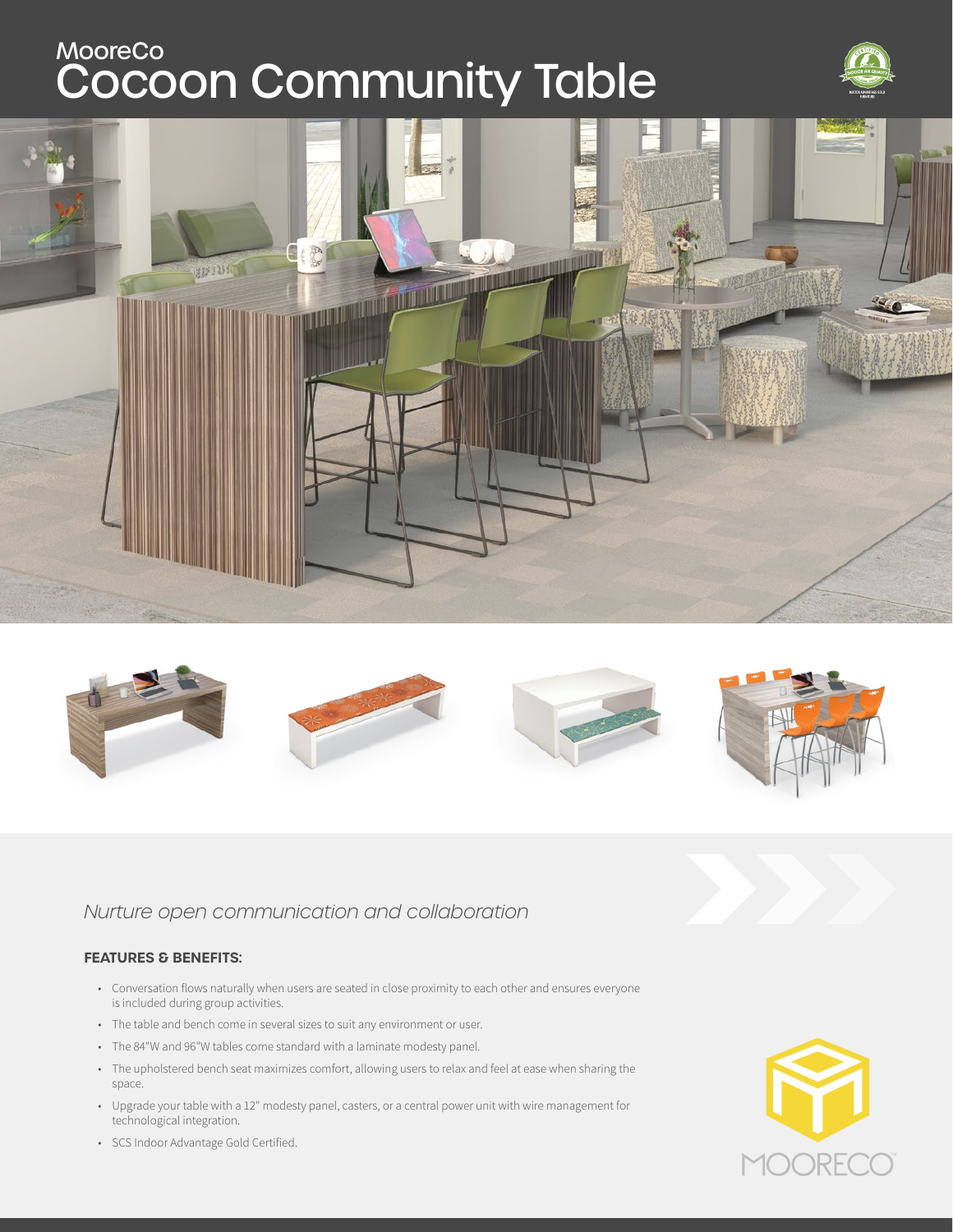# MooreCo
# Cocoon Community Table

*Nurture open communication and collaboration*

**FEATURES & BENEFITS:**

- Conversation flows naturally when users are seated in close proximity to each other and ensures everyone is included during group activities.
- The table and bench come in several sizes to suit any environment or user.
- The 84"W and 96"W tables come standard with a laminate modesty panel.
- The upholstered bench seat maximizes comfort, allowing users to relax and feel at ease when sharing the space.
- Upgrade your table with a 12" modesty panel, casters, or a central power unit with wire management for technological integration.
- SCS Indoor Advantage Gold Certified.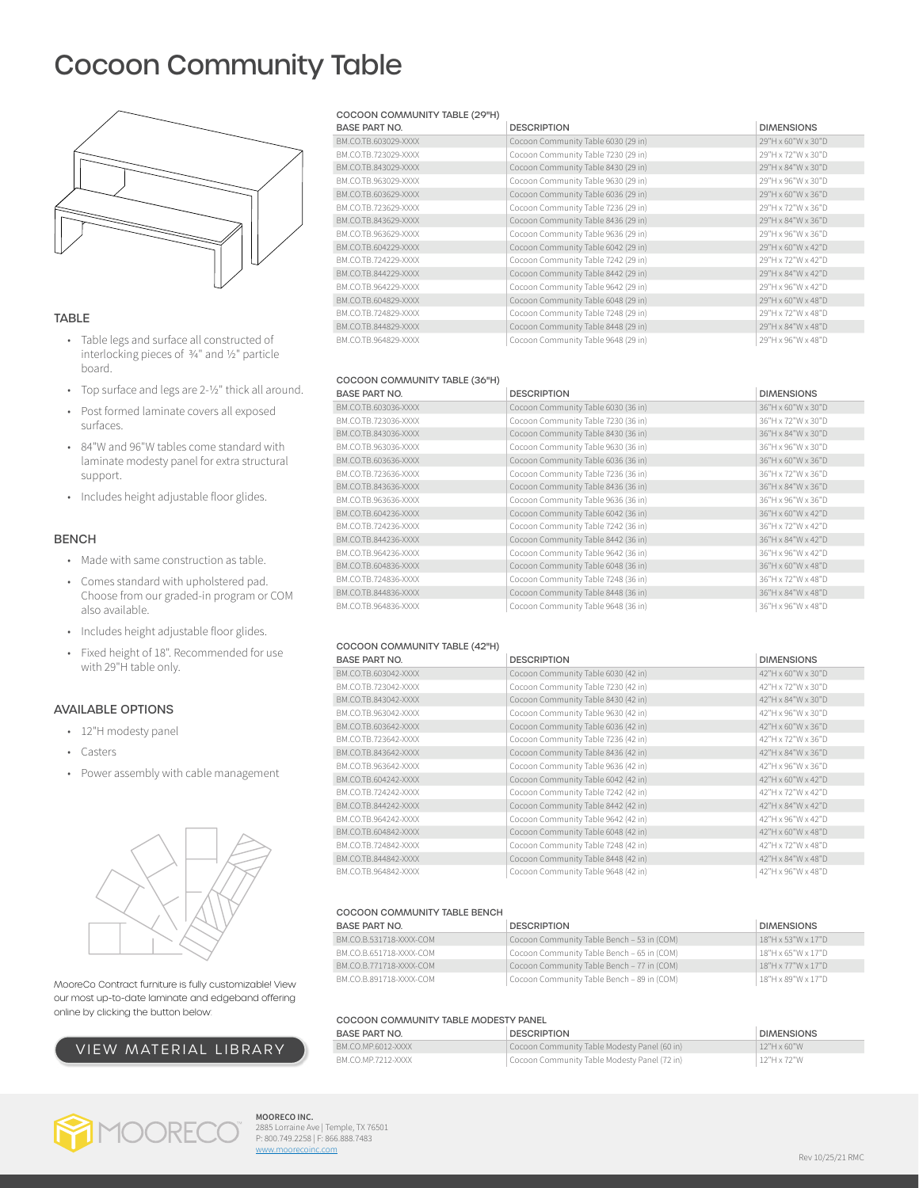# Cocoon Community Table

### TABLE

- Table legs and surface all constructed of interlocking pieces of ¾" and ½" particle board.
- Top surface and legs are 2-½" thick all around.
- Post formed laminate covers all exposed surfaces.
- 84"W and 96"W tables come standard with laminate modesty panel for extra structural support.
- Includes height adjustable floor glides.

### BENCH

- Made with same construction as table.
- Comes standard with upholstered pad. Choose from our graded-in program or COM also available.
- Includes height adjustable floor glides.
- Fixed height of 18". Recommended for use with 29"H table only.

### AVAILABLE OPTIONS

- 12"H modesty panel
- Casters
- Power assembly with cable management

MooreCo Contract furniture is fully customizable! View our most up-to-date laminate and edgeband offering online by clicking the button below:

VIEW MATERIAL LIBRARY

#### COCOON COMMUNITY TABLE (29"H)

| BASE PART NO. | DESCRIPTION | DIMENSIONS |
|---|---|---|
| BM.CO.TB.603029-XXXX | Cocoon Community Table 6030 (29 in) | 29"H x 60"W x 30"D |
| BM.CO.TB.723029-XXXX | Cocoon Community Table 7230 (29 in) | 29"H x 72"W x 30"D |
| BM.CO.TB.843029-XXXX | Cocoon Community Table 8430 (29 in) | 29"H x 84"W x 30"D |
| BM.CO.TB.963029-XXXX | Cocoon Community Table 9630 (29 in) | 29"H x 96"W x 30"D |
| BM.CO.TB.603629-XXXX | Cocoon Community Table 6036 (29 in) | 29"H x 60"W x 36"D |
| BM.CO.TB.723629-XXXX | Cocoon Community Table 7236 (29 in) | 29"H x 72"W x 36"D |
| BM.CO.TB.843629-XXXX | Cocoon Community Table 8436 (29 in) | 29"H x 84"W x 36"D |
| BM.CO.TB.963629-XXXX | Cocoon Community Table 9636 (29 in) | 29"H x 96"W x 36"D |
| BM.CO.TB.604229-XXXX | Cocoon Community Table 6042 (29 in) | 29"H x 60"W x 42"D |
| BM.CO.TB.724229-XXXX | Cocoon Community Table 7242 (29 in) | 29"H x 72"W x 42"D |
| BM.CO.TB.844229-XXXX | Cocoon Community Table 8442 (29 in) | 29"H x 84"W x 42"D |
| BM.CO.TB.964229-XXXX | Cocoon Community Table 9642 (29 in) | 29"H x 96"W x 42"D |
| BM.CO.TB.604829-XXXX | Cocoon Community Table 6048 (29 in) | 29"H x 60"W x 48"D |
| BM.CO.TB.724829-XXXX | Cocoon Community Table 7248 (29 in) | 29"H x 72"W x 48"D |
| BM.CO.TB.844829-XXXX | Cocoon Community Table 8448 (29 in) | 29"H x 84"W x 48"D |
| BM.CO.TB.964829-XXXX | Cocoon Community Table 9648 (29 in) | 29"H x 96"W x 48"D |

#### COCOON COMMUNITY TABLE (36"H)

| BASE PART NO. | DESCRIPTION | DIMENSIONS |
|---|---|---|
| BM.CO.TB.603036-XXXX | Cocoon Community Table 6030 (36 in) | 36"H x 60"W x 30"D |
| BM.CO.TB.723036-XXXX | Cocoon Community Table 7230 (36 in) | 36"H x 72"W x 30"D |
| BM.CO.TB.843036-XXXX | Cocoon Community Table 8430 (36 in) | 36"H x 84"W x 30"D |
| BM.CO.TB.963036-XXXX | Cocoon Community Table 9630 (36 in) | 36"H x 96"W x 30"D |
| BM.CO.TB.603636-XXXX | Cocoon Community Table 6036 (36 in) | 36"H x 60"W x 36"D |
| BM.CO.TB.723636-XXXX | Cocoon Community Table 7236 (36 in) | 36"H x 72"W x 36"D |
| BM.CO.TB.843636-XXXX | Cocoon Community Table 8436 (36 in) | 36"H x 84"W x 36"D |
| BM.CO.TB.963636-XXXX | Cocoon Community Table 9636 (36 in) | 36"H x 96"W x 36"D |
| BM.CO.TB.604236-XXXX | Cocoon Community Table 6042 (36 in) | 36"H x 60"W x 42"D |
| BM.CO.TB.724236-XXXX | Cocoon Community Table 7242 (36 in) | 36"H x 72"W x 42"D |
| BM.CO.TB.844236-XXXX | Cocoon Community Table 8442 (36 in) | 36"H x 84"W x 42"D |
| BM.CO.TB.964236-XXXX | Cocoon Community Table 9642 (36 in) | 36"H x 96"W x 42"D |
| BM.CO.TB.604836-XXXX | Cocoon Community Table 6048 (36 in) | 36"H x 60"W x 48"D |
| BM.CO.TB.724836-XXXX | Cocoon Community Table 7248 (36 in) | 36"H x 72"W x 48"D |
| BM.CO.TB.844836-XXXX | Cocoon Community Table 8448 (36 in) | 36"H x 84"W x 48"D |
| BM.CO.TB.964836-XXXX | Cocoon Community Table 9648 (36 in) | 36"H x 96"W x 48"D |

#### COCOON COMMUNITY TABLE (42"H)

| BASE PART NO. | DESCRIPTION | DIMENSIONS |
|---|---|---|
| BM.CO.TB.603042-XXXX | Cocoon Community Table 6030 (42 in) | 42"H x 60"W x 30"D |
| BM.CO.TB.723042-XXXX | Cocoon Community Table 7230 (42 in) | 42"H x 72"W x 30"D |
| BM.CO.TB.843042-XXXX | Cocoon Community Table 8430 (42 in) | 42"H x 84"W x 30"D |
| BM.CO.TB.963042-XXXX | Cocoon Community Table 9630 (42 in) | 42"H x 96"W x 30"D |
| BM.CO.TB.603642-XXXX | Cocoon Community Table 6036 (42 in) | 42"H x 60"W x 36"D |
| BM.CO.TB.723642-XXXX | Cocoon Community Table 7236 (42 in) | 42"H x 72"W x 36"D |
| BM.CO.TB.843642-XXXX | Cocoon Community Table 8436 (42 in) | 42"H x 84"W x 36"D |
| BM.CO.TB.963642-XXXX | Cocoon Community Table 9636 (42 in) | 42"H x 96"W x 36"D |
| BM.CO.TB.604242-XXXX | Cocoon Community Table 6042 (42 in) | 42"H x 60"W x 42"D |
| BM.CO.TB.724242-XXXX | Cocoon Community Table 7242 (42 in) | 42"H x 72"W x 42"D |
| BM.CO.TB.844242-XXXX | Cocoon Community Table 8442 (42 in) | 42"H x 84"W x 42"D |
| BM.CO.TB.964242-XXXX | Cocoon Community Table 9642 (42 in) | 42"H x 96"W x 42"D |
| BM.CO.TB.604842-XXXX | Cocoon Community Table 6048 (42 in) | 42"H x 60"W x 48"D |
| BM.CO.TB.724842-XXXX | Cocoon Community Table 7248 (42 in) | 42"H x 72"W x 48"D |
| BM.CO.TB.844842-XXXX | Cocoon Community Table 8448 (42 in) | 42"H x 84"W x 48"D |
| BM.CO.TB.964842-XXXX | Cocoon Community Table 9648 (42 in) | 42"H x 96"W x 48"D |

#### COCOON COMMUNITY TABLE BENCH

| BASE PART NO. | DESCRIPTION | DIMENSIONS |
|---|---|---|
| BM.CO.B.531718-XXXX-COM | Cocoon Community Table Bench – 53 in (COM) | 18"H x 53"W x 17"D |
| BM.CO.B.651718-XXXX-COM | Cocoon Community Table Bench – 65 in (COM) | 18"H x 65"W x 17"D |
| BM.CO.B.771718-XXXX-COM | Cocoon Community Table Bench – 77 in (COM) | 18"H x 77"W x 17"D |
| BM.CO.B.891718-XXXX-COM | Cocoon Community Table Bench – 89 in (COM) | 18"H x 89"W x 17"D |

#### COCOON COMMUNITY TABLE MODESTY PANEL

| BASE PART NO. | DESCRIPTION | DIMENSIONS |
|---|---|---|
| BM.CO.MP.6012-XXXX | Cocoon Community Table Modesty Panel (60 in) | 12"H x 60"W |
| BM.CO.MP.7212-XXXX | Cocoon Community Table Modesty Panel (72 in) | 12"H x 72"W |

**MOORECO INC.**
2885 Lorraine Ave | Temple, TX 76501
P: 800.749.2258 | F: 866.888.7483
www.moorecoinc.com

Rev 10/25/21 RMC